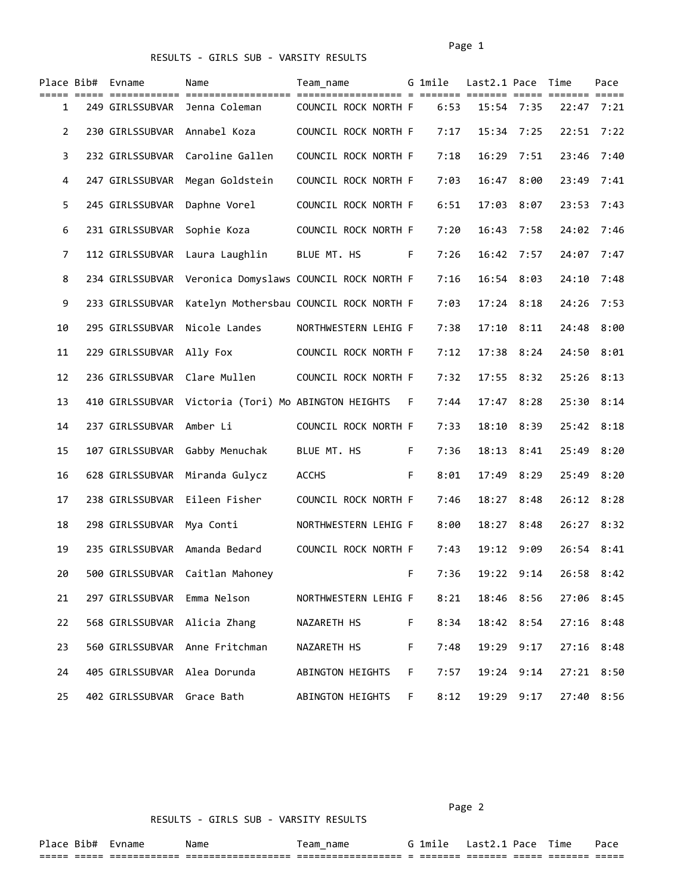RESULTS - GIRLS SUB - VARSITY RESULTS

| Place | Bib# | Evname | Name | Team_name | G | 1mile | Last2.1 | Pace | Time | Pace |
|---|---|---|---|---|---|---|---|---|---|---|
| 1 | 249 | GIRLSSUBVAR | Jenna Coleman | COUNCIL ROCK NORTH | F | 6:53 | 15:54 | 7:35 | 22:47 | 7:21 |
| 2 | 230 | GIRLSSUBVAR | Annabel Koza | COUNCIL ROCK NORTH | F | 7:17 | 15:34 | 7:25 | 22:51 | 7:22 |
| 3 | 232 | GIRLSSUBVAR | Caroline Gallen | COUNCIL ROCK NORTH | F | 7:18 | 16:29 | 7:51 | 23:46 | 7:40 |
| 4 | 247 | GIRLSSUBVAR | Megan Goldstein | COUNCIL ROCK NORTH | F | 7:03 | 16:47 | 8:00 | 23:49 | 7:41 |
| 5 | 245 | GIRLSSUBVAR | Daphne Vorel | COUNCIL ROCK NORTH | F | 6:51 | 17:03 | 8:07 | 23:53 | 7:43 |
| 6 | 231 | GIRLSSUBVAR | Sophie Koza | COUNCIL ROCK NORTH | F | 7:20 | 16:43 | 7:58 | 24:02 | 7:46 |
| 7 | 112 | GIRLSSUBVAR | Laura Laughlin | BLUE MT. HS | F | 7:26 | 16:42 | 7:57 | 24:07 | 7:47 |
| 8 | 234 | GIRLSSUBVAR | Veronica Domyslaws | COUNCIL ROCK NORTH | F | 7:16 | 16:54 | 8:03 | 24:10 | 7:48 |
| 9 | 233 | GIRLSSUBVAR | Katelyn Mothersbau | COUNCIL ROCK NORTH | F | 7:03 | 17:24 | 8:18 | 24:26 | 7:53 |
| 10 | 295 | GIRLSSUBVAR | Nicole Landes | NORTHWESTERN LEHIG | F | 7:38 | 17:10 | 8:11 | 24:48 | 8:00 |
| 11 | 229 | GIRLSSUBVAR | Ally Fox | COUNCIL ROCK NORTH | F | 7:12 | 17:38 | 8:24 | 24:50 | 8:01 |
| 12 | 236 | GIRLSSUBVAR | Clare Mullen | COUNCIL ROCK NORTH | F | 7:32 | 17:55 | 8:32 | 25:26 | 8:13 |
| 13 | 410 | GIRLSSUBVAR | Victoria (Tori) Mo | ABINGTON HEIGHTS | F | 7:44 | 17:47 | 8:28 | 25:30 | 8:14 |
| 14 | 237 | GIRLSSUBVAR | Amber Li | COUNCIL ROCK NORTH | F | 7:33 | 18:10 | 8:39 | 25:42 | 8:18 |
| 15 | 107 | GIRLSSUBVAR | Gabby Menuchak | BLUE MT. HS | F | 7:36 | 18:13 | 8:41 | 25:49 | 8:20 |
| 16 | 628 | GIRLSSUBVAR | Miranda Gulycz | ACCHS | F | 8:01 | 17:49 | 8:29 | 25:49 | 8:20 |
| 17 | 238 | GIRLSSUBVAR | Eileen Fisher | COUNCIL ROCK NORTH | F | 7:46 | 18:27 | 8:48 | 26:12 | 8:28 |
| 18 | 298 | GIRLSSUBVAR | Mya Conti | NORTHWESTERN LEHIG | F | 8:00 | 18:27 | 8:48 | 26:27 | 8:32 |
| 19 | 235 | GIRLSSUBVAR | Amanda Bedard | COUNCIL ROCK NORTH | F | 7:43 | 19:12 | 9:09 | 26:54 | 8:41 |
| 20 | 500 | GIRLSSUBVAR | Caitlan Mahoney | | F | 7:36 | 19:22 | 9:14 | 26:58 | 8:42 |
| 21 | 297 | GIRLSSUBVAR | Emma Nelson | NORTHWESTERN LEHIG | F | 8:21 | 18:46 | 8:56 | 27:06 | 8:45 |
| 22 | 568 | GIRLSSUBVAR | Alicia Zhang | NAZARETH HS | F | 8:34 | 18:42 | 8:54 | 27:16 | 8:48 |
| 23 | 560 | GIRLSSUBVAR | Anne Fritchman | NAZARETH HS | F | 7:48 | 19:29 | 9:17 | 27:16 | 8:48 |
| 24 | 405 | GIRLSSUBVAR | Alea Dorunda | ABINGTON HEIGHTS | F | 7:57 | 19:24 | 9:14 | 27:21 | 8:50 |
| 25 | 402 | GIRLSSUBVAR | Grace Bath | ABINGTON HEIGHTS | F | 8:12 | 19:29 | 9:17 | 27:40 | 8:56 |

RESULTS - GIRLS SUB - VARSITY RESULTS

| Place | Bib# | Evname | Name | Team_name | G | 1mile | Last2.1 | Pace | Time | Pace |
|---|---|---|---|---|---|---|---|---|---|---|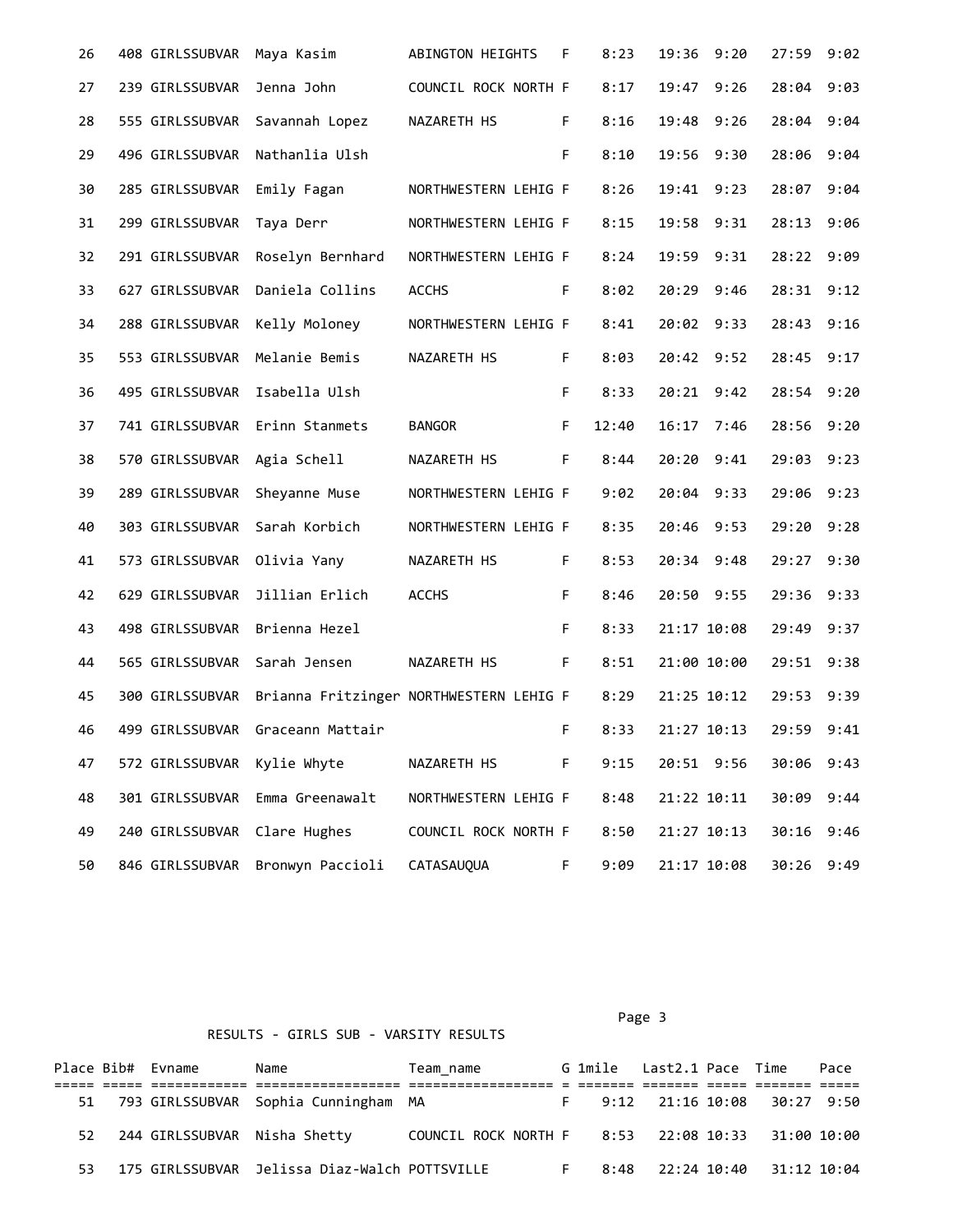| Place | Bib# | Evname | Name | Team_name | G | 1mile | Last2.1 | Pace | Time | Pace |
|---|---|---|---|---|---|---|---|---|---|---|
| 26 | 408 | GIRLSSUBVAR | Maya Kasim | ABINGTON HEIGHTS | F | 8:23 | 19:36 | 9:20 | 27:59 | 9:02 |
| 27 | 239 | GIRLSSUBVAR | Jenna John | COUNCIL ROCK NORTH | F | 8:17 | 19:47 | 9:26 | 28:04 | 9:03 |
| 28 | 555 | GIRLSSUBVAR | Savannah Lopez | NAZARETH HS | F | 8:16 | 19:48 | 9:26 | 28:04 | 9:04 |
| 29 | 496 | GIRLSSUBVAR | Nathanlia Ulsh | | F | 8:10 | 19:56 | 9:30 | 28:06 | 9:04 |
| 30 | 285 | GIRLSSUBVAR | Emily Fagan | NORTHWESTERN LEHIG | F | 8:26 | 19:41 | 9:23 | 28:07 | 9:04 |
| 31 | 299 | GIRLSSUBVAR | Taya Derr | NORTHWESTERN LEHIG | F | 8:15 | 19:58 | 9:31 | 28:13 | 9:06 |
| 32 | 291 | GIRLSSUBVAR | Roselyn Bernhard | NORTHWESTERN LEHIG | F | 8:24 | 19:59 | 9:31 | 28:22 | 9:09 |
| 33 | 627 | GIRLSSUBVAR | Daniela Collins | ACCHS | F | 8:02 | 20:29 | 9:46 | 28:31 | 9:12 |
| 34 | 288 | GIRLSSUBVAR | Kelly Moloney | NORTHWESTERN LEHIG | F | 8:41 | 20:02 | 9:33 | 28:43 | 9:16 |
| 35 | 553 | GIRLSSUBVAR | Melanie Bemis | NAZARETH HS | F | 8:03 | 20:42 | 9:52 | 28:45 | 9:17 |
| 36 | 495 | GIRLSSUBVAR | Isabella Ulsh | | F | 8:33 | 20:21 | 9:42 | 28:54 | 9:20 |
| 37 | 741 | GIRLSSUBVAR | Erinn Stanmets | BANGOR | F | 12:40 | 16:17 | 7:46 | 28:56 | 9:20 |
| 38 | 570 | GIRLSSUBVAR | Agia Schell | NAZARETH HS | F | 8:44 | 20:20 | 9:41 | 29:03 | 9:23 |
| 39 | 289 | GIRLSSUBVAR | Sheyanne Muse | NORTHWESTERN LEHIG | F | 9:02 | 20:04 | 9:33 | 29:06 | 9:23 |
| 40 | 303 | GIRLSSUBVAR | Sarah Korbich | NORTHWESTERN LEHIG | F | 8:35 | 20:46 | 9:53 | 29:20 | 9:28 |
| 41 | 573 | GIRLSSUBVAR | Olivia Yany | NAZARETH HS | F | 8:53 | 20:34 | 9:48 | 29:27 | 9:30 |
| 42 | 629 | GIRLSSUBVAR | Jillian Erlich | ACCHS | F | 8:46 | 20:50 | 9:55 | 29:36 | 9:33 |
| 43 | 498 | GIRLSSUBVAR | Brienna Hezel | | F | 8:33 | 21:17 | 10:08 | 29:49 | 9:37 |
| 44 | 565 | GIRLSSUBVAR | Sarah Jensen | NAZARETH HS | F | 8:51 | 21:00 | 10:00 | 29:51 | 9:38 |
| 45 | 300 | GIRLSSUBVAR | Brianna Fritzinger | NORTHWESTERN LEHIG | F | 8:29 | 21:25 | 10:12 | 29:53 | 9:39 |
| 46 | 499 | GIRLSSUBVAR | Graceann Mattair | | F | 8:33 | 21:27 | 10:13 | 29:59 | 9:41 |
| 47 | 572 | GIRLSSUBVAR | Kylie Whyte | NAZARETH HS | F | 9:15 | 20:51 | 9:56 | 30:06 | 9:43 |
| 48 | 301 | GIRLSSUBVAR | Emma Greenawalt | NORTHWESTERN LEHIG | F | 8:48 | 21:22 | 10:11 | 30:09 | 9:44 |
| 49 | 240 | GIRLSSUBVAR | Clare Hughes | COUNCIL ROCK NORTH | F | 8:50 | 21:27 | 10:13 | 30:16 | 9:46 |
| 50 | 846 | GIRLSSUBVAR | Bronwyn Paccioli | CATASAUQUA | F | 9:09 | 21:17 | 10:08 | 30:26 | 9:49 |

RESULTS - GIRLS SUB - VARSITY RESULTS

| Place | Bib# | Evname | Name | Team_name | G | 1mile | Last2.1 | Pace | Time | Pace |
|---|---|---|---|---|---|---|---|---|---|---|
| 51 | 793 | GIRLSSUBVAR | Sophia Cunningham | MA | F | 9:12 | 21:16 | 10:08 | 30:27 | 9:50 |
| 52 | 244 | GIRLSSUBVAR | Nisha Shetty | COUNCIL ROCK NORTH | F | 8:53 | 22:08 | 10:33 | 31:00 | 10:00 |
| 53 | 175 | GIRLSSUBVAR | Jelissa Diaz-Walch | POTTSVILLE | F | 8:48 | 22:24 | 10:40 | 31:12 | 10:04 |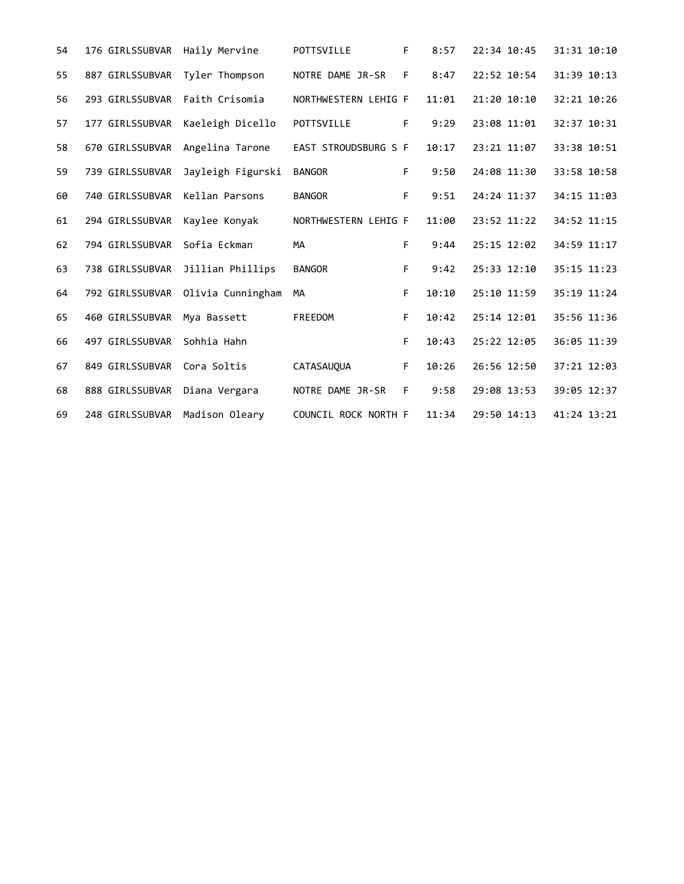| | | | | | | | | | | | |
|---|---|---|---|---|---|---|---|---|---|---|---|
| 54 | 176 | GIRLSSUBVAR | Haily Mervine | POTTSVILLE | F | 8:57 | 22:34 | 10:45 | 31:31 | 10:10 |
| 55 | 887 | GIRLSSUBVAR | Tyler Thompson | NOTRE DAME JR-SR | F | 8:47 | 22:52 | 10:54 | 31:39 | 10:13 |
| 56 | 293 | GIRLSSUBVAR | Faith Crisomia | NORTHWESTERN LEHIG | F | 11:01 | 21:20 | 10:10 | 32:21 | 10:26 |
| 57 | 177 | GIRLSSUBVAR | Kaeleigh Dicello | POTTSVILLE | F | 9:29 | 23:08 | 11:01 | 32:37 | 10:31 |
| 58 | 670 | GIRLSSUBVAR | Angelina Tarone | EAST STROUDSBURG S | F | 10:17 | 23:21 | 11:07 | 33:38 | 10:51 |
| 59 | 739 | GIRLSSUBVAR | Jayleigh Figurski | BANGOR | F | 9:50 | 24:08 | 11:30 | 33:58 | 10:58 |
| 60 | 740 | GIRLSSUBVAR | Kellan Parsons | BANGOR | F | 9:51 | 24:24 | 11:37 | 34:15 | 11:03 |
| 61 | 294 | GIRLSSUBVAR | Kaylee Konyak | NORTHWESTERN LEHIG | F | 11:00 | 23:52 | 11:22 | 34:52 | 11:15 |
| 62 | 794 | GIRLSSUBVAR | Sofia Eckman | MA | F | 9:44 | 25:15 | 12:02 | 34:59 | 11:17 |
| 63 | 738 | GIRLSSUBVAR | Jillian Phillips | BANGOR | F | 9:42 | 25:33 | 12:10 | 35:15 | 11:23 |
| 64 | 792 | GIRLSSUBVAR | Olivia Cunningham | MA | F | 10:10 | 25:10 | 11:59 | 35:19 | 11:24 |
| 65 | 460 | GIRLSSUBVAR | Mya Bassett | FREEDOM | F | 10:42 | 25:14 | 12:01 | 35:56 | 11:36 |
| 66 | 497 | GIRLSSUBVAR | Sohhia Hahn | | F | 10:43 | 25:22 | 12:05 | 36:05 | 11:39 |
| 67 | 849 | GIRLSSUBVAR | Cora Soltis | CATASAUQUA | F | 10:26 | 26:56 | 12:50 | 37:21 | 12:03 |
| 68 | 888 | GIRLSSUBVAR | Diana Vergara | NOTRE DAME JR-SR | F | 9:58 | 29:08 | 13:53 | 39:05 | 12:37 |
| 69 | 248 | GIRLSSUBVAR | Madison Oleary | COUNCIL ROCK NORTH | F | 11:34 | 29:50 | 14:13 | 41:24 | 13:21 |